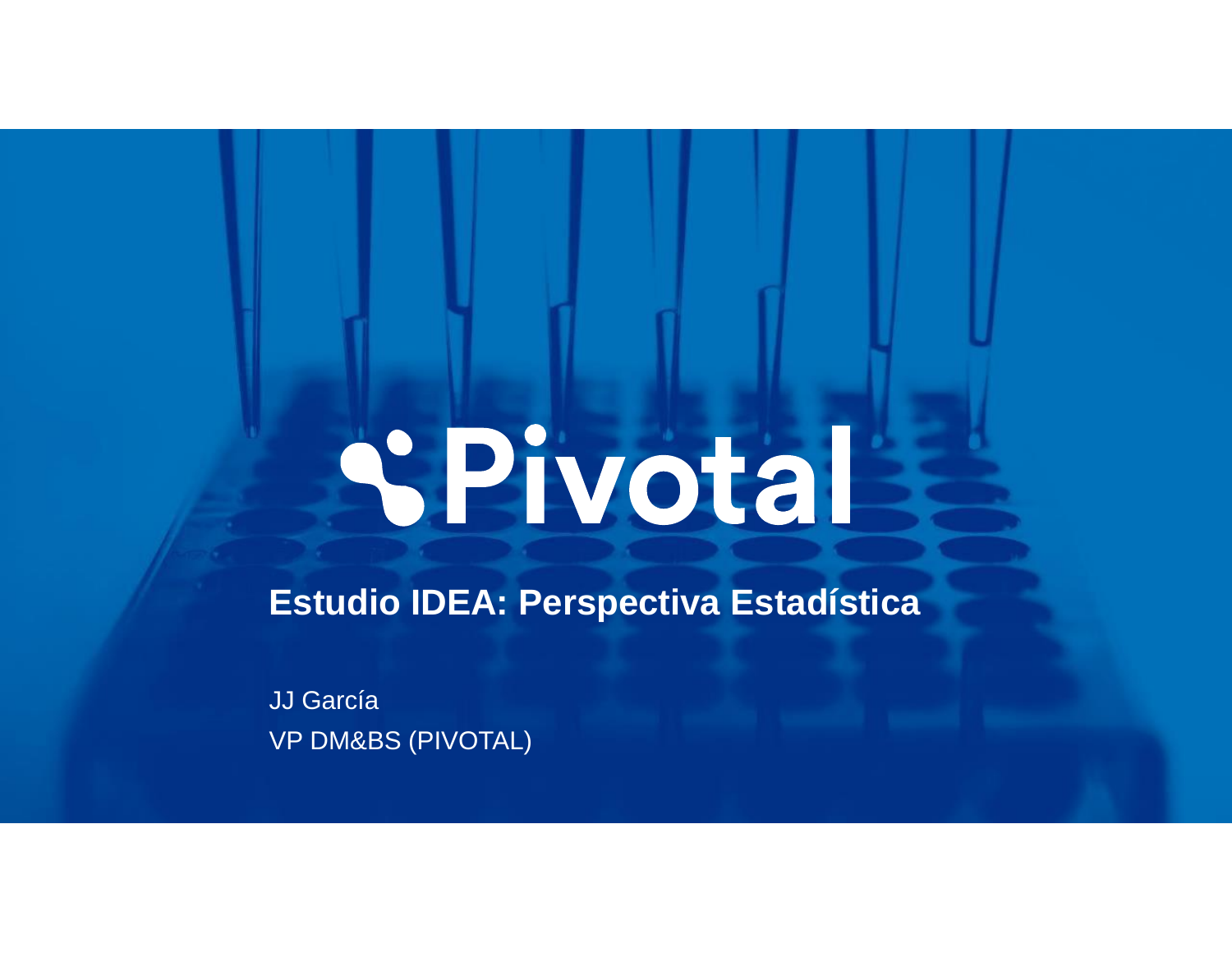# Pivotal

## Estudio IDEA: Perspectiva Estadística

JJ García

VP DM&BS (PIVOTAL)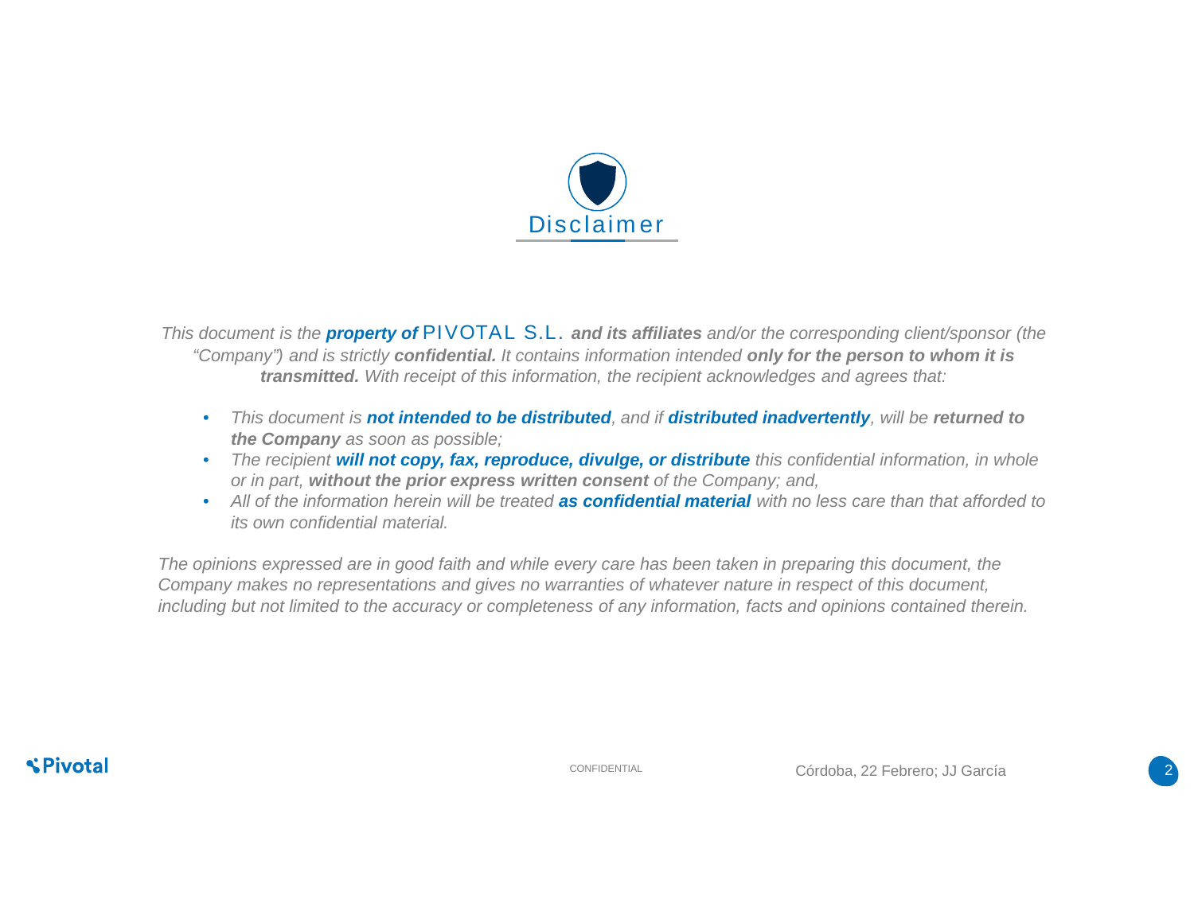# Disclaimer

*This document is the* ***property of*** *PIVOTAL S.L.* ***and its affiliates*** *and/or the corresponding client/sponsor (the "Company") and is strictly* ***confidential.*** *It contains information intended* ***only for the person to whom it is transmitted.*** *With receipt of this information, the recipient acknowledges and agrees that:*

- *This document is* ***not intended to be distributed****, and if* ***distributed inadvertently****, will be* ***returned to the Company*** *as soon as possible;*
- *The recipient* ***will not copy, fax, reproduce, divulge, or distribute*** *this confidential information, in whole or in part,* ***without the prior express written consent*** *of the Company; and,*
- *All of the information herein will be treated* ***as confidential material*** *with no less care than that afforded to its own confidential material.*

*The opinions expressed are in good faith and while every care has been taken in preparing this document, the Company makes no representations and gives no warranties of whatever nature in respect of this document, including but not limited to the accuracy or completeness of any information, facts and opinions contained therein.*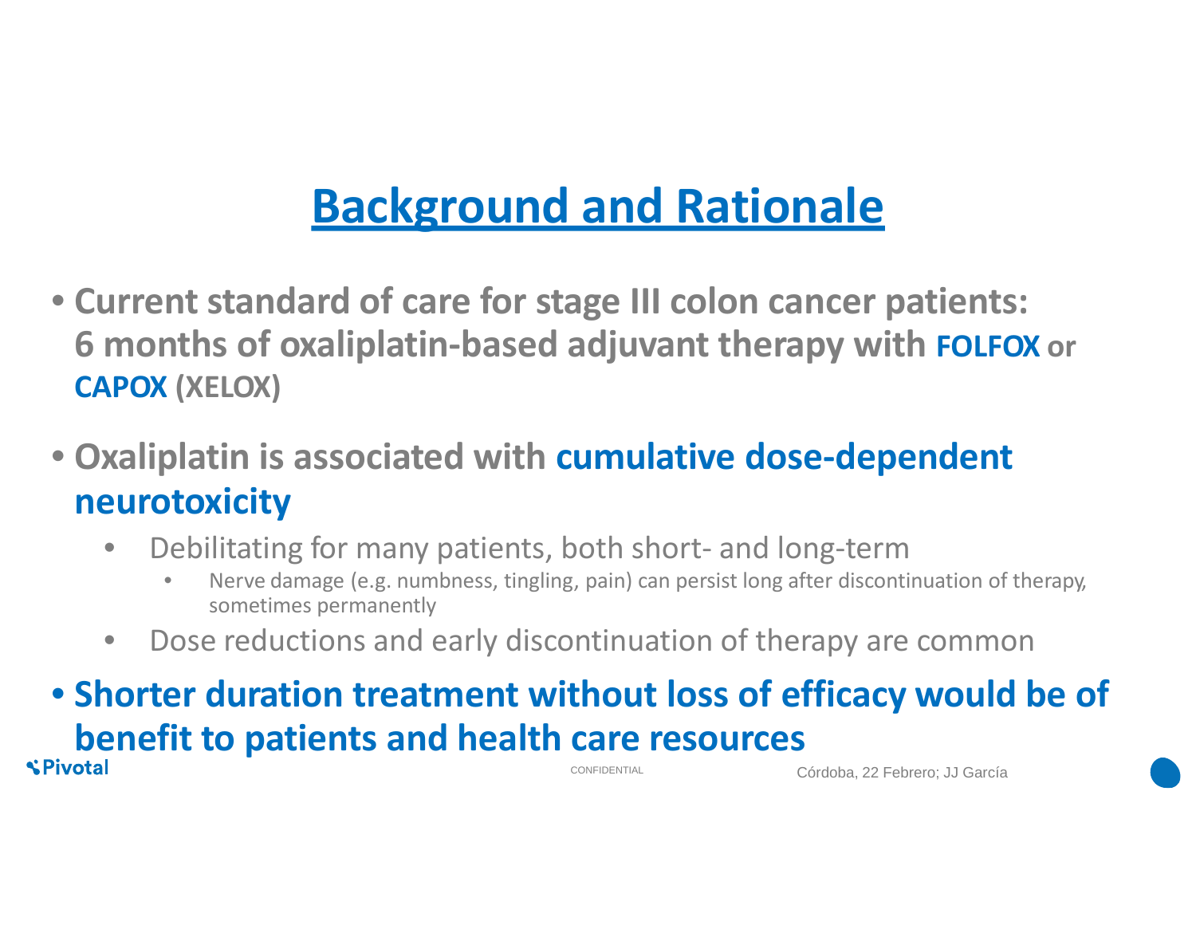# Background and Rationale

- **Current standard of care for stage III colon cancer patients: 6 months of oxaliplatin-based adjuvant therapy with FOLFOX or CAPOX (XELOX)**
- **Oxaliplatin is associated with cumulative dose-dependent neurotoxicity**
  - Debilitating for many patients, both short- and long-term
    - Nerve damage (e.g. numbness, tingling, pain) can persist long after discontinuation of therapy, sometimes permanently
  - Dose reductions and early discontinuation of therapy are common
- **Shorter duration treatment without loss of efficacy would be of benefit to patients and health care resources**

CONFIDENTIAL

Córdoba, 22 Febrero; JJ García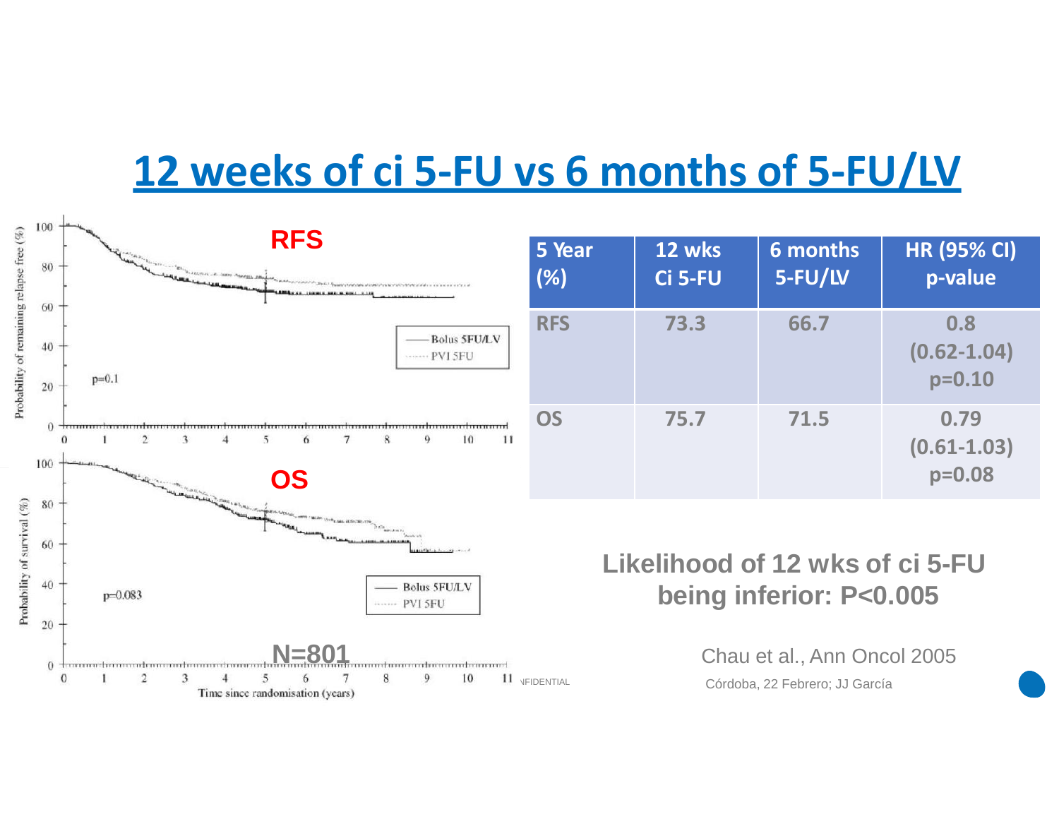# 12 weeks of ci 5-FU vs 6 months of 5-FU/LV

**RFS**

p=0.1

Bolus 5FU/LV
PVI 5FU

**OS**

p=0.083

Bolus 5FU/LV
PVI 5FU

**N=801**

Time since randomisation (years)

| 5 Year (%) | 12 wks Ci 5-FU | 6 months 5-FU/LV | HR (95% CI) p-value |
|---|---|---|---|
| RFS | 73.3 | 66.7 | 0.8 (0.62-1.04) p=0.10 |
| OS | 75.7 | 71.5 | 0.79 (0.61-1.03) p=0.08 |

**Likelihood of 12 wks of ci 5-FU being inferior: P<0.005**

Chau et al., Ann Oncol 2005

Córdoba, 22 Febrero; JJ García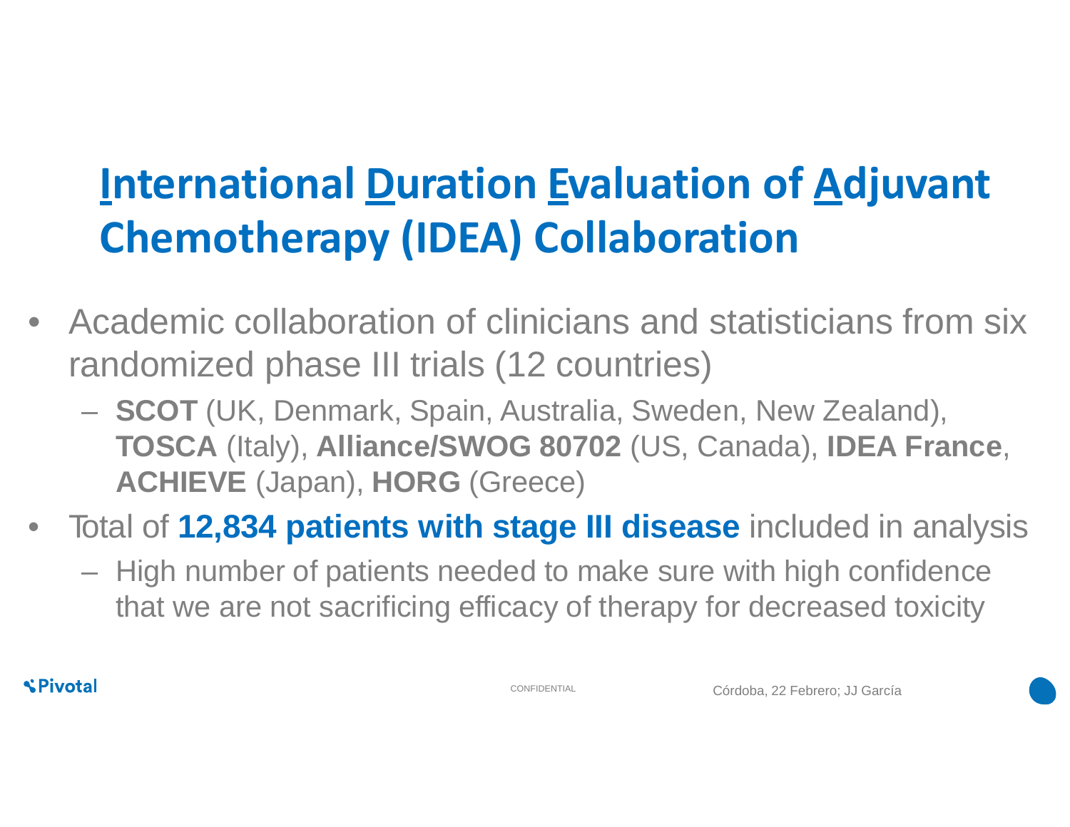# International Duration Evaluation of Adjuvant Chemotherapy (IDEA) Collaboration

- Academic collaboration of clinicians and statisticians from six randomized phase III trials (12 countries)
  - **SCOT** (UK, Denmark, Spain, Australia, Sweden, New Zealand), **TOSCA** (Italy), **Alliance/SWOG 80702** (US, Canada), **IDEA France**, **ACHIEVE** (Japan), **HORG** (Greece)
- Total of **12,834 patients with stage III disease** included in analysis
  - High number of patients needed to make sure with high confidence that we are not sacrificing efficacy of therapy for decreased toxicity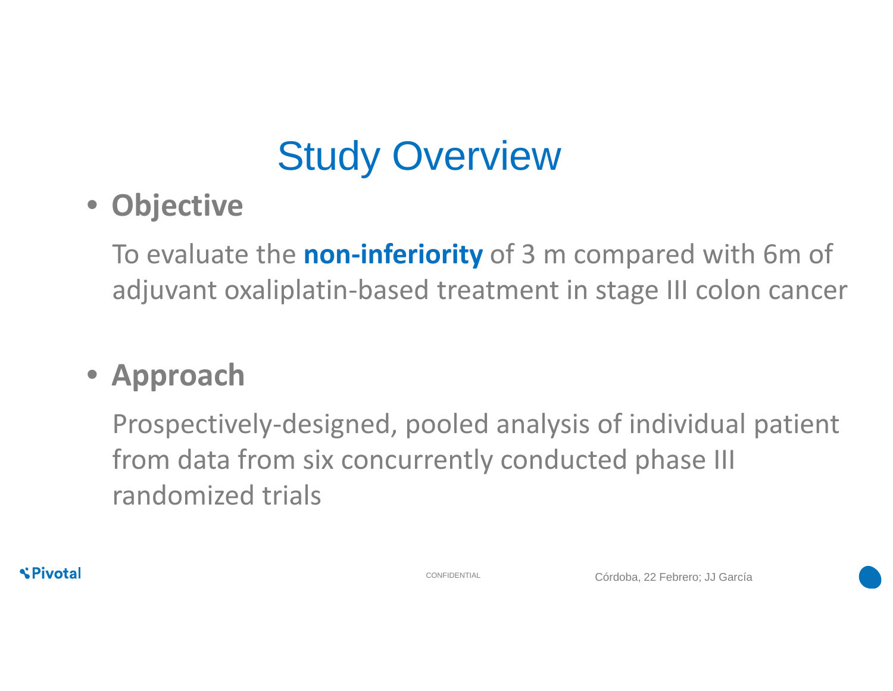# Study Overview

- **Objective**

  To evaluate the **non-inferiority** of 3 m compared with 6m of adjuvant oxaliplatin-based treatment in stage III colon cancer

- **Approach**

  Prospectively-designed, pooled analysis of individual patient from data from six concurrently conducted phase III randomized trials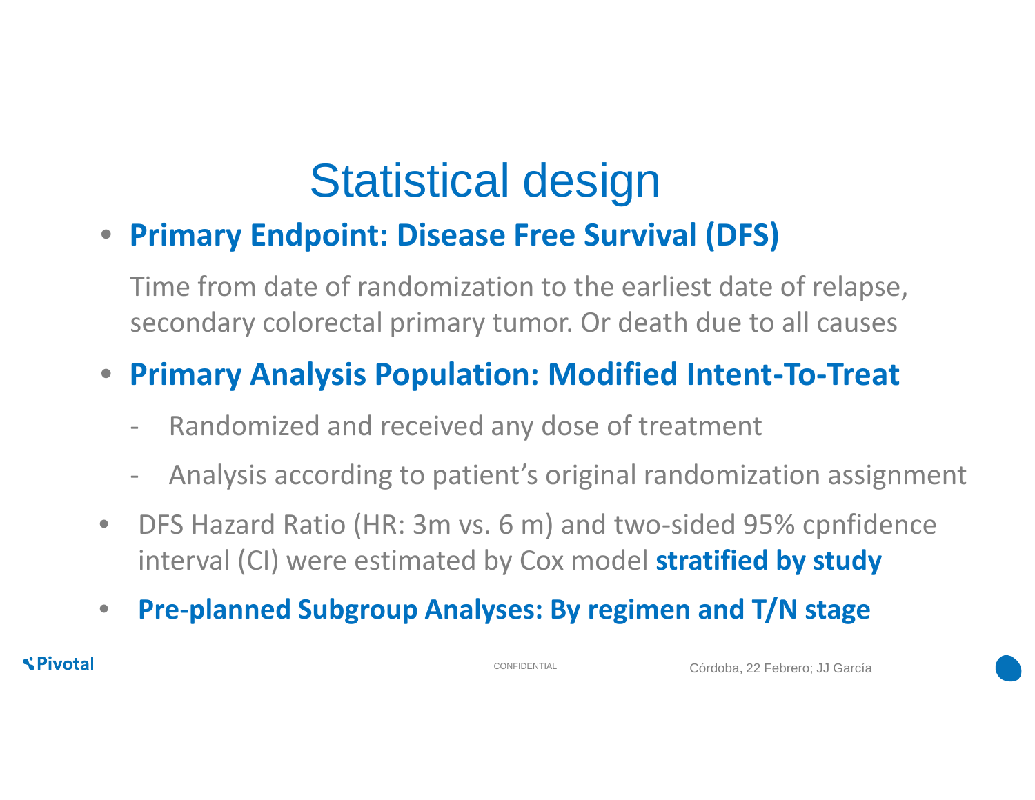# Statistical design

- **Primary Endpoint: Disease Free Survival (DFS)**

  Time from date of randomization to the earliest date of relapse, secondary colorectal primary tumor. Or death due to all causes

- **Primary Analysis Population: Modified Intent-To-Treat**
  - Randomized and received any dose of treatment
  - Analysis according to patient's original randomization assignment

- DFS Hazard Ratio (HR: 3m vs. 6 m) and two-sided 95% cpnfidence interval (CI) were estimated by Cox model **stratified by study**

- **Pre-planned Subgroup Analyses: By regimen and T/N stage**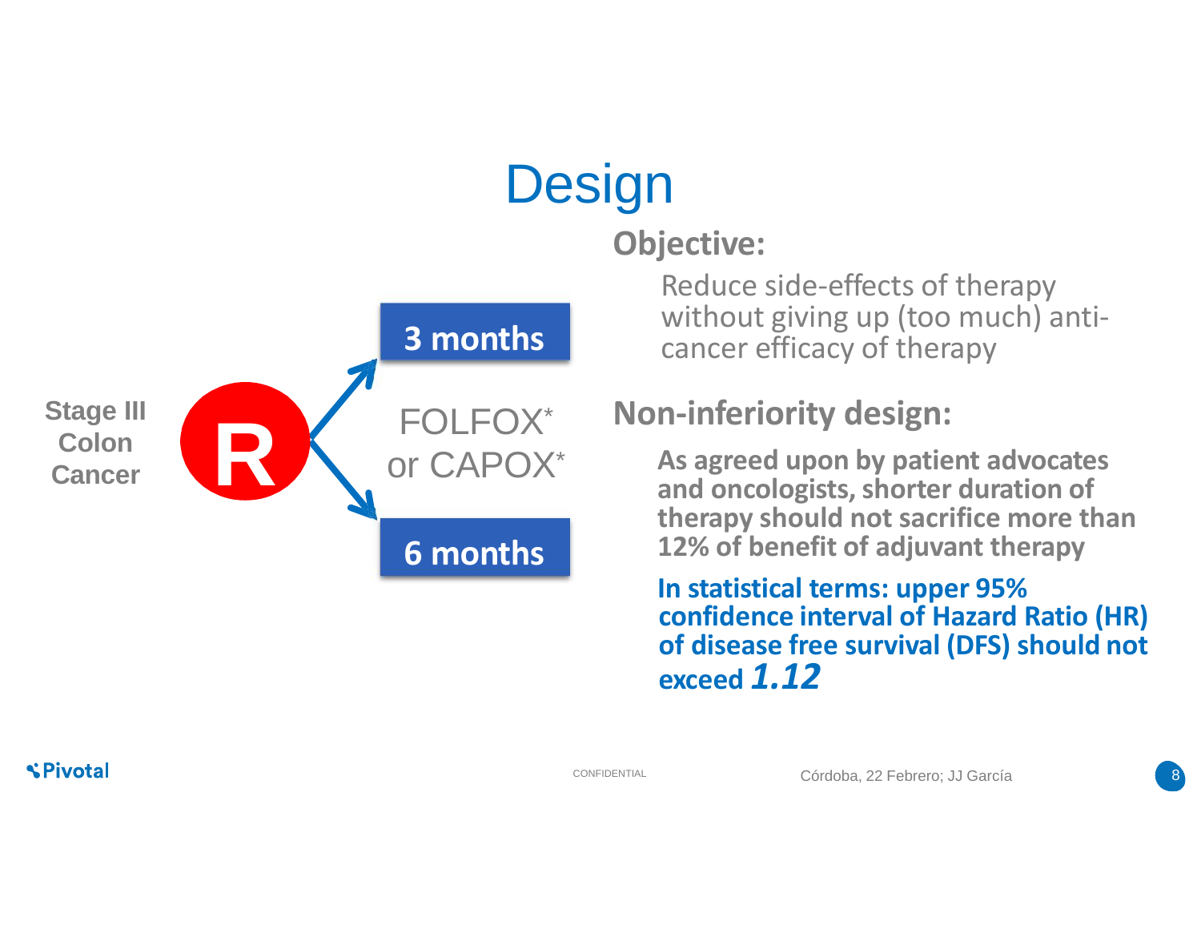# Design

Stage III Colon Cancer

R

3 months

FOLFOX* or CAPOX*

6 months

## Objective:

Reduce side-effects of therapy without giving up (too much) anti-cancer efficacy of therapy

## Non-inferiority design:

**As agreed upon by patient advocates and oncologists, shorter duration of therapy should not sacrifice more than 12% of benefit of adjuvant therapy**

**In statistical terms: upper 95% confidence interval of Hazard Ratio (HR) of disease free survival (DFS) should not exceed *1.12***

CONFIDENTIAL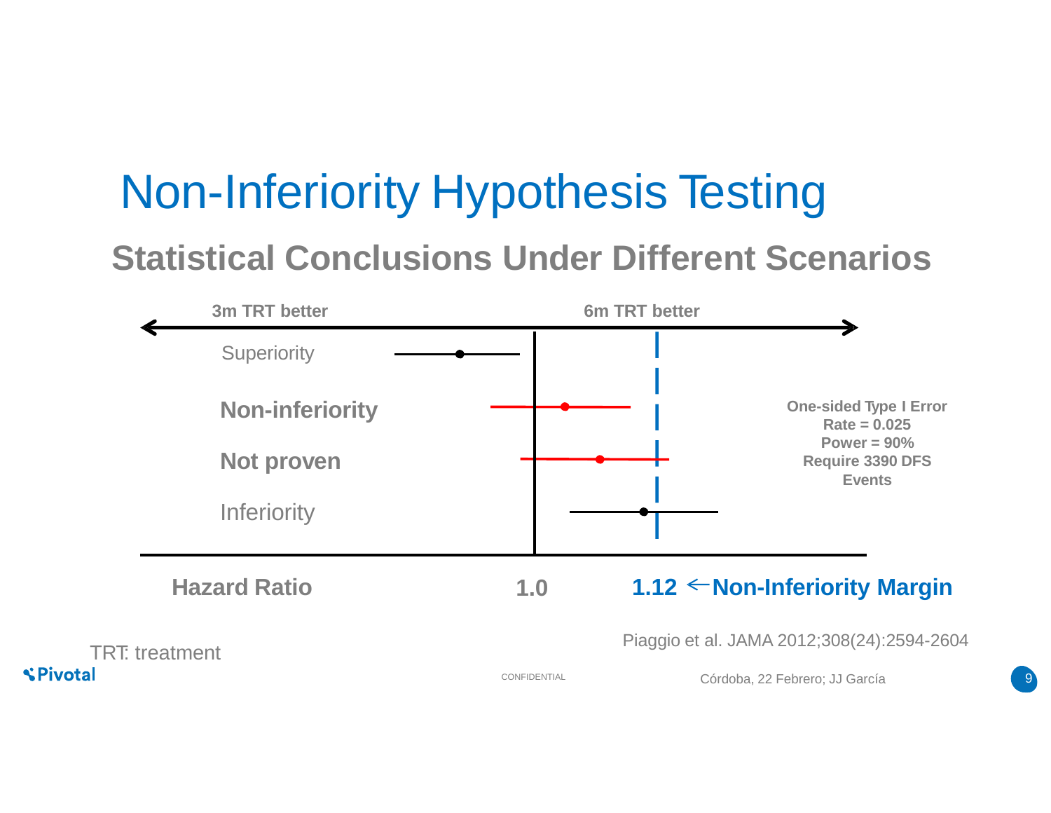# Non-Inferiority Hypothesis Testing

## Statistical Conclusions Under Different Scenarios

3m TRT better | 6m TRT better

Superiority

**Non-inferiority**

**Not proven**

Inferiority

**One-sided Type I Error Rate = 0.025**
**Power = 90%**
**Require 3390 DFS Events**

**Hazard Ratio** **1.0** **1.12** ← **Non-Inferiority Margin**

Piaggio et al. JAMA 2012;308(24):2594-2604

TRT: treatment

CONFIDENTIAL

Córdoba, 22 Febrero; JJ García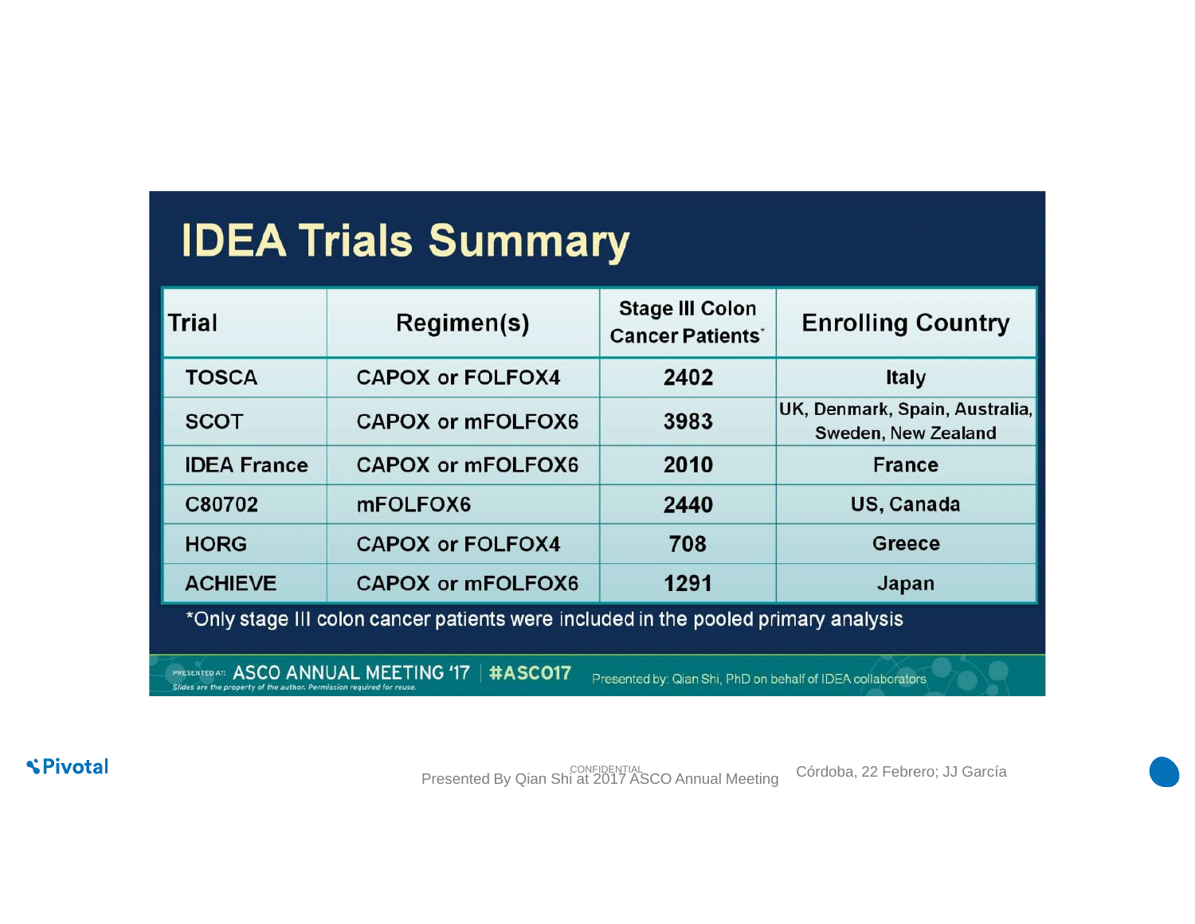# IDEA Trials Summary

| Trial | Regimen(s) | Stage III Colon Cancer Patients* | Enrolling Country |
|---|---|---|---|
| TOSCA | CAPOX or FOLFOX4 | 2402 | Italy |
| SCOT | CAPOX or mFOLFOX6 | 3983 | UK, Denmark, Spain, Australia, Sweden, New Zealand |
| IDEA France | CAPOX or mFOLFOX6 | 2010 | France |
| C80702 | mFOLFOX6 | 2440 | US, Canada |
| HORG | CAPOX or FOLFOX4 | 708 | Greece |
| ACHIEVE | CAPOX or mFOLFOX6 | 1291 | Japan |

*Only stage III colon cancer patients were included in the pooled primary analysis

PRESENTED AT: ASCO ANNUAL MEETING '17 | #ASCO17

Slides are the property of the author. Permission required for reuse.

Presented by: Qian Shi, PhD on behalf of IDEA collaborators

Presented By Qian Shi at 2017 ASCO Annual Meeting

Córdoba, 22 Febrero; JJ García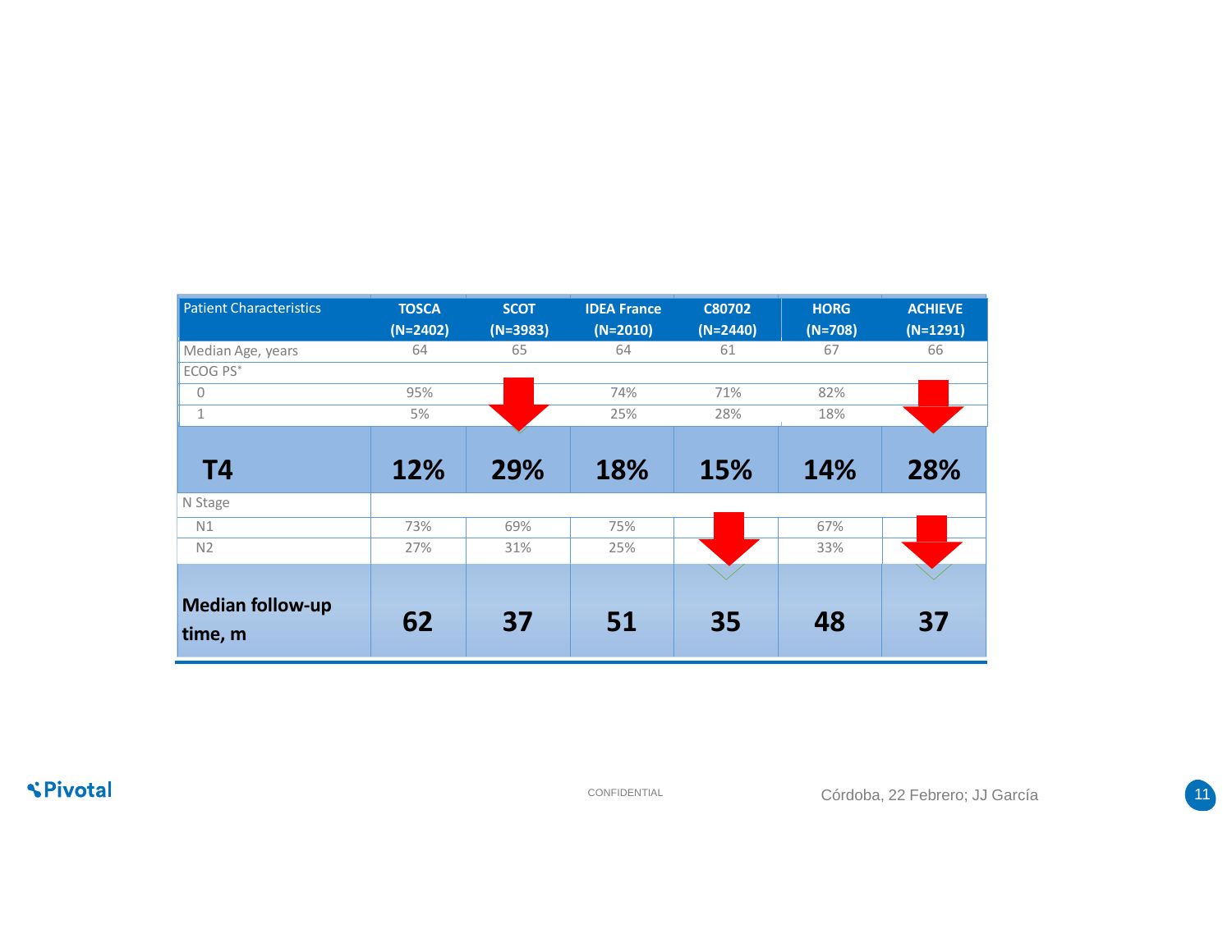| Patient Characteristics | TOSCA (N=2402) | SCOT (N=3983) | IDEA France (N=2010) | C80702 (N=2440) | HORG (N=708) | ACHIEVE (N=1291) |
|---|---|---|---|---|---|---|
| Median Age, years | 64 | 65 | 64 | 61 | 67 | 66 |
| ECOG PS* | | | | | | |
| 0 | 95% | | 74% | 71% | 82% | |
| 1 | 5% | | 25% | 28% | 18% | |
| **T4** | **12%** | **29%** | **18%** | **15%** | **14%** | **28%** |
| N Stage | | | | | | |
| N1 | 73% | 69% | 75% | | 67% | |
| N2 | 27% | 31% | 25% | | 33% | |
| **Median follow-up time, m** | **62** | **37** | **51** | **35** | **48** | **37** |

CONFIDENTIAL

Córdoba, 22 Febrero; JJ García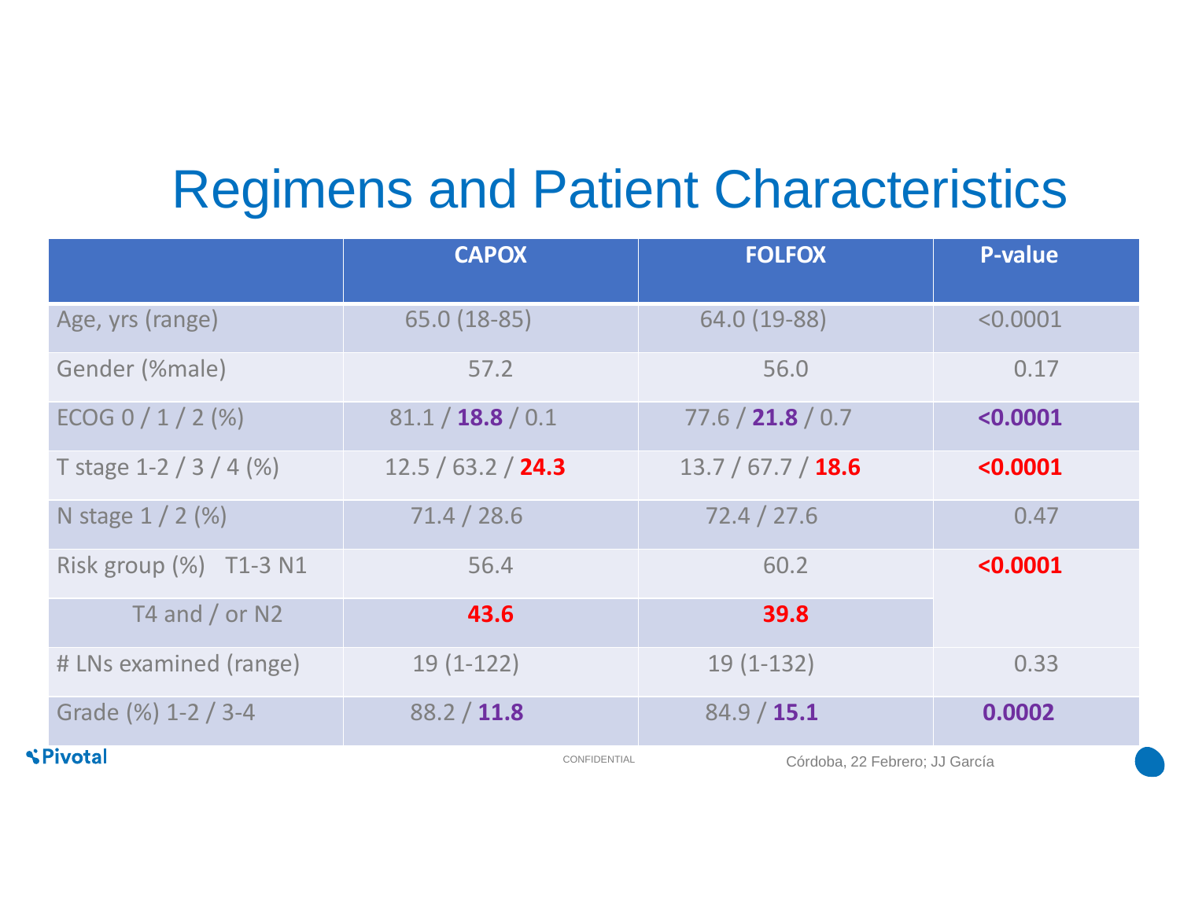# Regimens and Patient Characteristics

| | CAPOX | FOLFOX | P-value |
|---|---|---|---|
| Age, yrs (range) | 65.0 (18-85) | 64.0 (19-88) | <0.0001 |
| Gender (%male) | 57.2 | 56.0 | 0.17 |
| ECOG 0 / 1 / 2 (%) | 81.1 / **18.8** / 0.1 | 77.6 / **21.8** / 0.7 | **<0.0001** |
| T stage 1-2 / 3 / 4 (%) | 12.5 / 63.2 / **24.3** | 13.7 / 67.7 / **18.6** | **<0.0001** |
| N stage 1 / 2 (%) | 71.4 / 28.6 | 72.4 / 27.6 | 0.47 |
| Risk group (%) T1-3 N1 | 56.4 | 60.2 | **<0.0001** |
| T4 and / or N2 | **43.6** | **39.8** | |
| # LNs examined (range) | 19 (1-122) | 19 (1-132) | 0.33 |
| Grade (%) 1-2 / 3-4 | 88.2 / **11.8** | 84.9 / **15.1** | **0.0002** |

Pivotal

CONFIDENTIAL

Córdoba, 22 Febrero; JJ García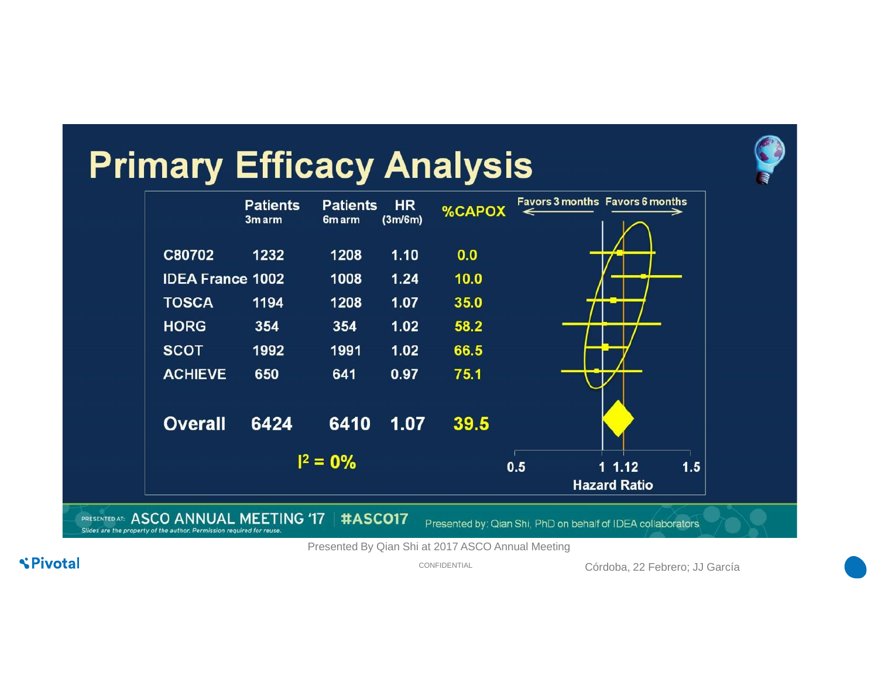# Primary Efficacy Analysis

| | Patients 3m arm | Patients 6m arm | HR (3m/6m) | %CAPOX |
|---|---|---|---|---|
| C80702 | 1232 | 1208 | 1.10 | 0.0 |
| IDEA France | 1002 | 1008 | 1.24 | 10.0 |
| TOSCA | 1194 | 1208 | 1.07 | 35.0 |
| HORG | 354 | 354 | 1.02 | 58.2 |
| SCOT | 1992 | 1991 | 1.02 | 66.5 |
| ACHIEVE | 650 | 641 | 0.97 | 75.1 |
| **Overall** | **6424** | **6410** | **1.07** | **39.5** |

$I^2 = 0\%$

Favors 3 months ← → Favors 6 months

0.5 1 1.12 1.5

Hazard Ratio

PRESENTED AT: ASCO ANNUAL MEETING '17 #ASCO17

Slides are the property of the author. Permission required for reuse.

Presented by: Qian Shi, PhD on behalf of IDEA collaborators

Presented By Qian Shi at 2017 ASCO Annual Meeting

Córdoba, 22 Febrero; JJ García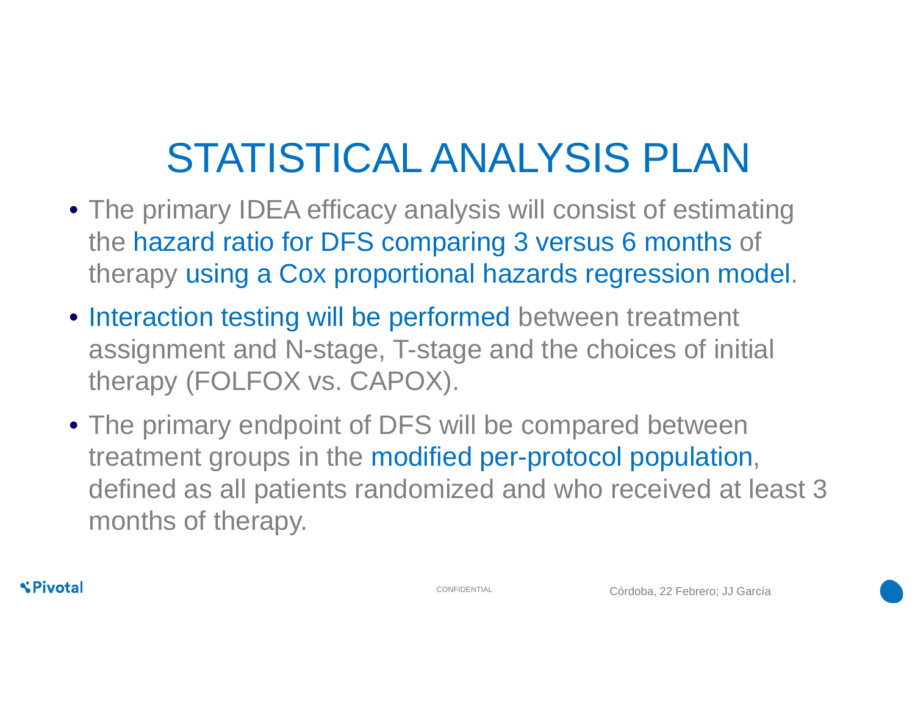# STATISTICAL ANALYSIS PLAN

- The primary IDEA efficacy analysis will consist of estimating the hazard ratio for DFS comparing 3 versus 6 months of therapy using a Cox proportional hazards regression model.
- Interaction testing will be performed between treatment assignment and N-stage, T-stage and the choices of initial therapy (FOLFOX vs. CAPOX).
- The primary endpoint of DFS will be compared between treatment groups in the modified per-protocol population, defined as all patients randomized and who received at least 3 months of therapy.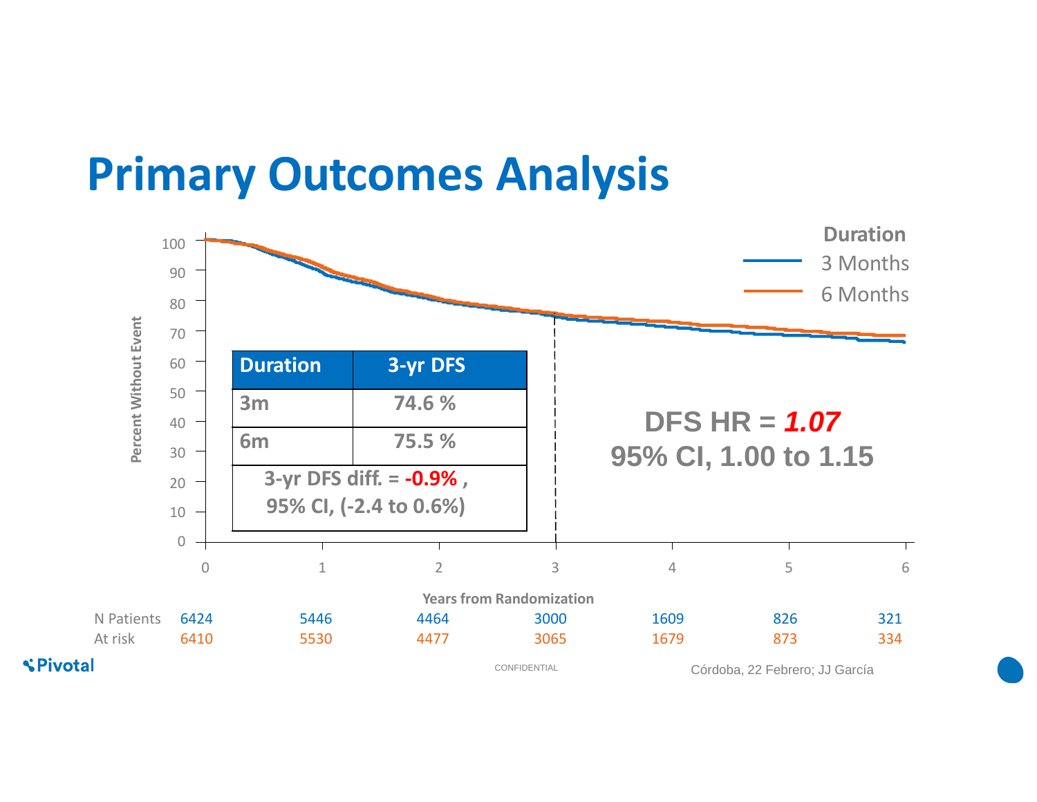# Primary Outcomes Analysis

| Duration | 3-yr DFS |
|---|---|
| 3m | 74.6 % |
| 6m | 75.5 % |
| 3-yr DFS diff. = **-0.9%** , 95% CI, (-2.4 to 0.6%) | |

**DFS HR = *1.07***
**95% CI, 1.00 to 1.15**

Duration: 3 Months; 6 Months

Percent Without Event

Years from Randomization

| N Patients At risk | 0 | 1 | 2 | 3 | 4 | 5 | 6 |
|---|---|---|---|---|---|---|---|
| 3 Months | 6424 | 5446 | 4464 | 3000 | 1609 | 826 | 321 |
| 6 Months | 6410 | 5530 | 4477 | 3065 | 1679 | 873 | 334 |

Pivotal

CONFIDENTIAL

Córdoba, 22 Febrero; JJ García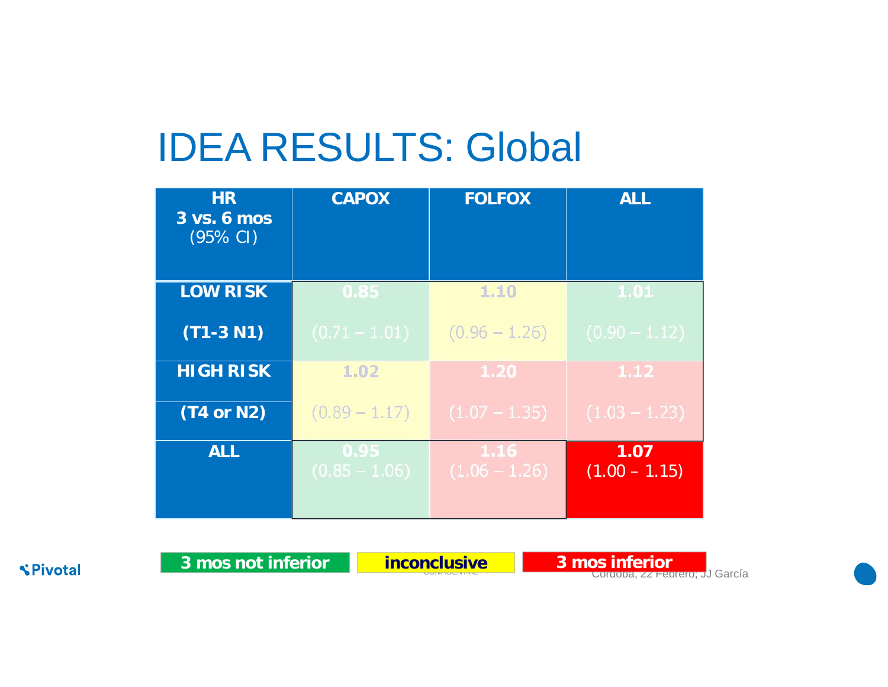# IDEA RESULTS: Global

| HR 3 vs. 6 mos (95% CI) | CAPOX | FOLFOX | ALL |
|---|---|---|---|
| LOW RISK (T1-3 N1) | 0.85 (0.71 – 1.01) | 1.10 (0.96 – 1.26) | 1.01 (0.90 – 1.12) |
| HIGH RISK (T4 or N2) | 1.02 (0.89 – 1.17) | 1.20 (1.07 – 1.35) | 1.12 (1.03 – 1.23) |
| ALL | 0.95 (0.85 – 1.06) | 1.16 (1.06 – 1.26) | 1.07 (1.00 – 1.15) |

3 mos not inferior | inconclusive | 3 mos inferior

Córdoba, 22 Febrero; JJ García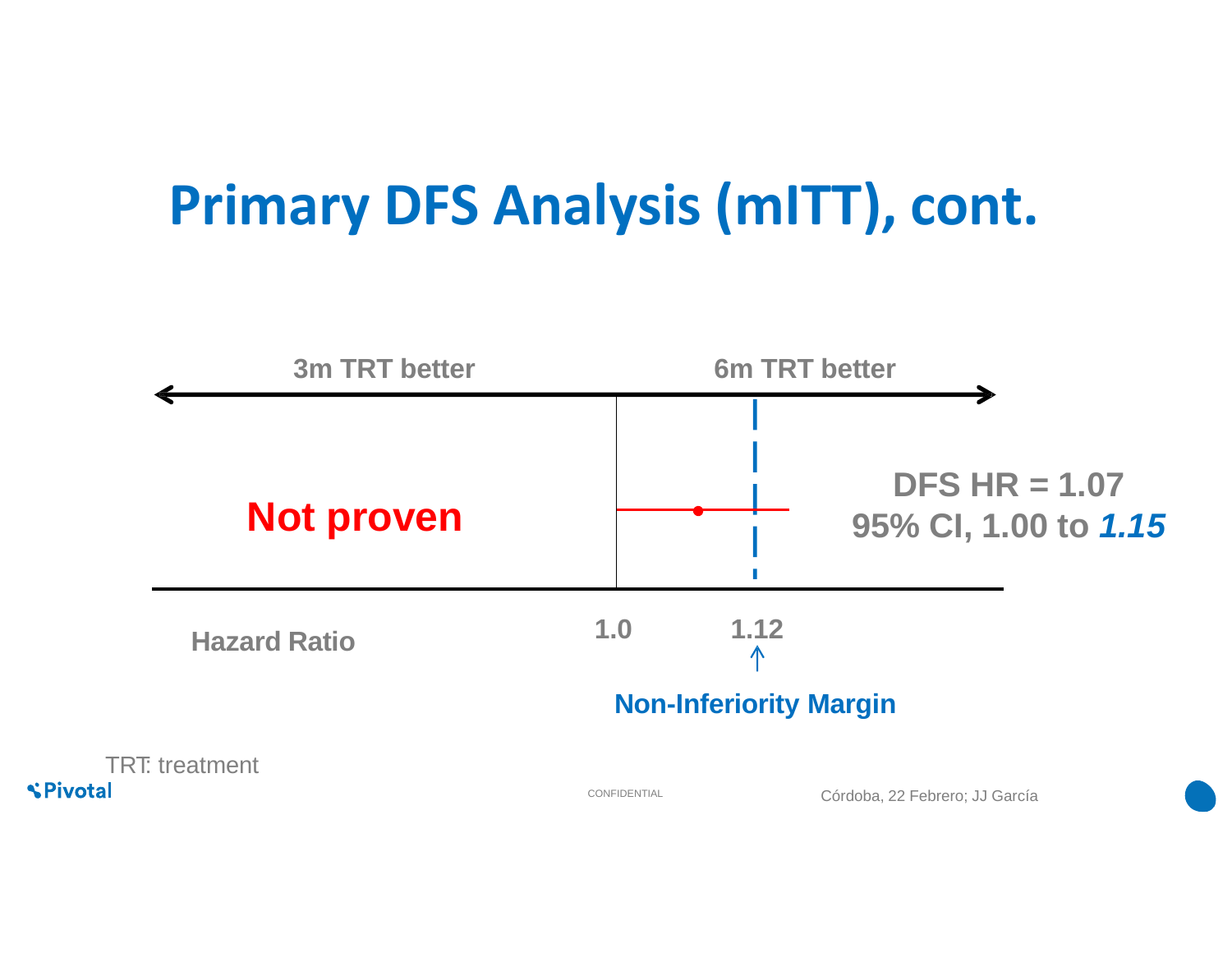# Primary DFS Analysis (mITT), cont.

3m TRT better

6m TRT better

**Not proven**

**DFS HR = 1.07**
**95% CI, 1.00 to *1.15***

Hazard Ratio

1.0

1.12

Non-Inferiority Margin

TRT: treatment

CONFIDENTIAL

Córdoba, 22 Febrero; JJ García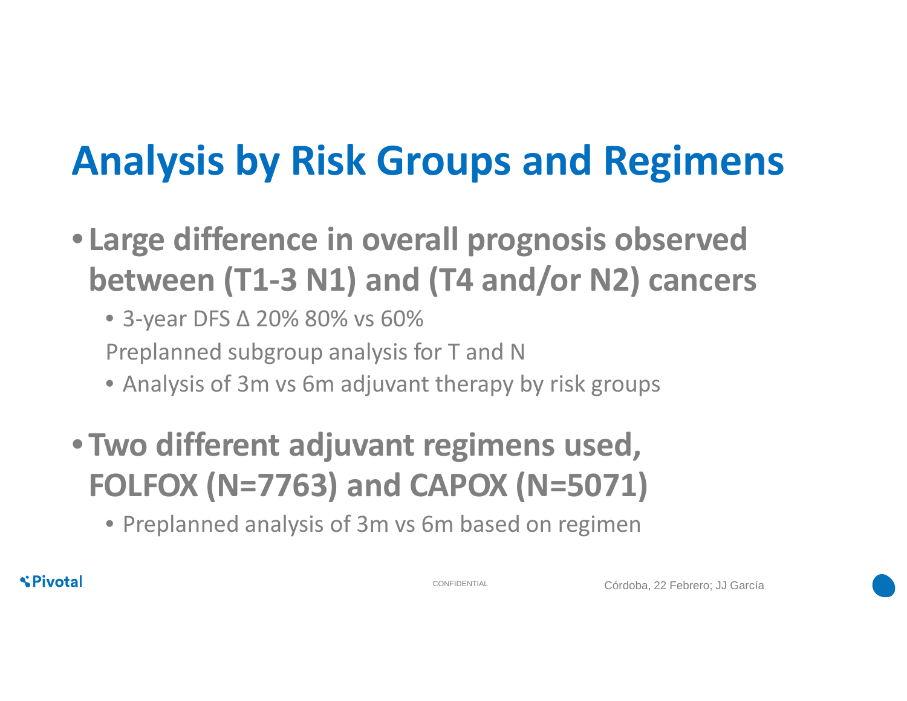# Analysis by Risk Groups and Regimens

- **Large difference in overall prognosis observed between (T1-3 N1) and (T4 and/or N2) cancers**
  - 3-year DFS Δ 20% 80% vs 60%

  Preplanned subgroup analysis for T and N

  - Analysis of 3m vs 6m adjuvant therapy by risk groups
- **Two different adjuvant regimens used, FOLFOX (N=7763) and CAPOX (N=5071)**
  - Preplanned analysis of 3m vs 6m based on regimen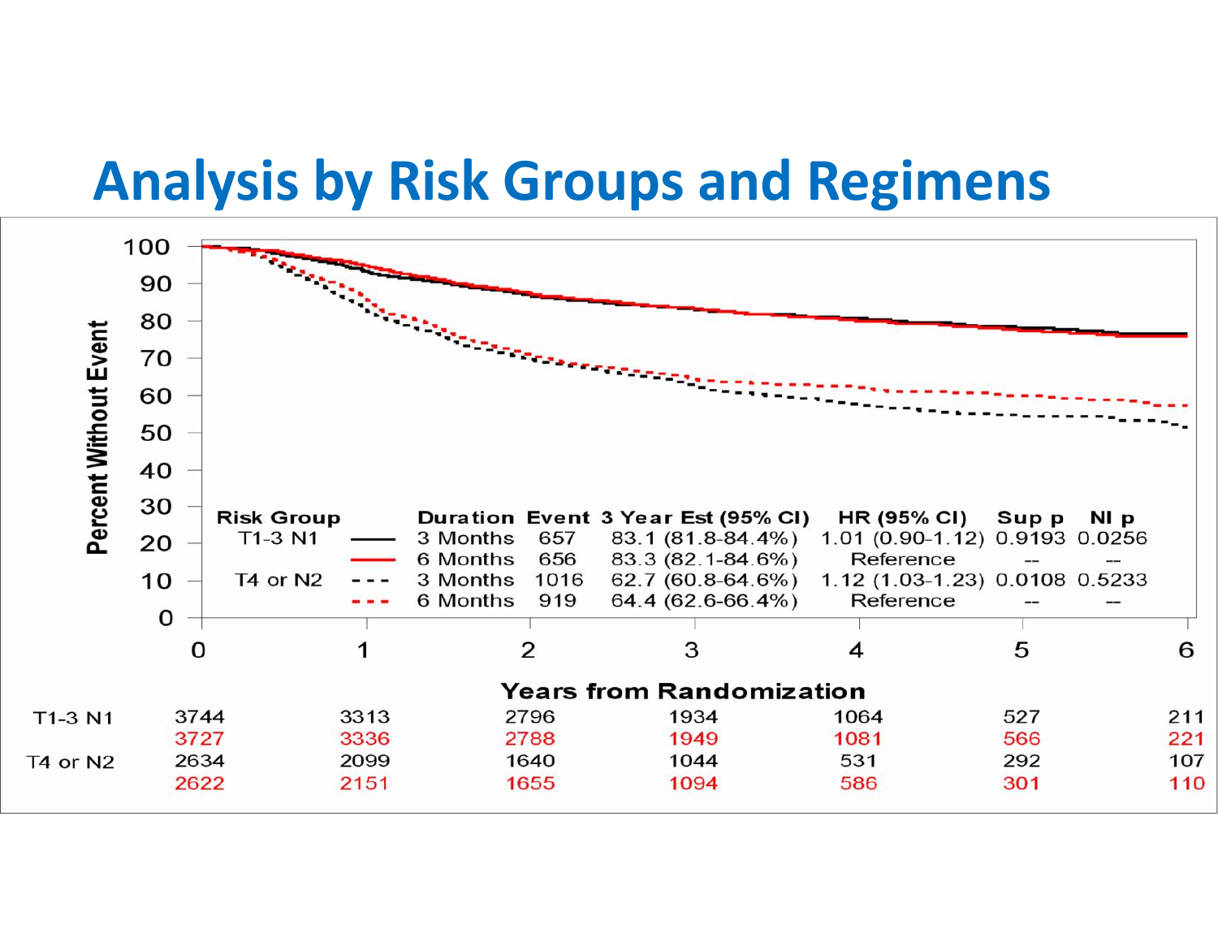# Analysis by Risk Groups and Regimens

| Risk Group | Duration | Event | 3 Year Est (95% CI) | HR (95% CI) | Sup p | NI p |
|---|---|---|---|---|---|---|
| T1-3 N1 | 3 Months | 657 | 83.1 (81.8-84.4%) | 1.01 (0.90-1.12) | 0.9193 | 0.0256 |
| | 6 Months | 656 | 83.3 (82.1-84.6%) | Reference | -- | -- |
| T4 or N2 | 3 Months | 1016 | 62.7 (60.8-64.6%) | 1.12 (1.03-1.23) | 0.0108 | 0.5233 |
| | 6 Months | 919 | 64.4 (62.6-66.4%) | Reference | -- | -- |

Percent Without Event

Years from Randomization

| | 0 | 1 | 2 | 3 | 4 | 5 | 6 |
|---|---|---|---|---|---|---|---|
| T1-3 N1 | 3744 | 3313 | 2796 | 1934 | 1064 | 527 | 211 |
| | 3727 | 3336 | 2788 | 1949 | 1081 | 566 | 221 |
| T4 or N2 | 2634 | 2099 | 1640 | 1044 | 531 | 292 | 107 |
| | 2622 | 2151 | 1655 | 1094 | 586 | 301 | 110 |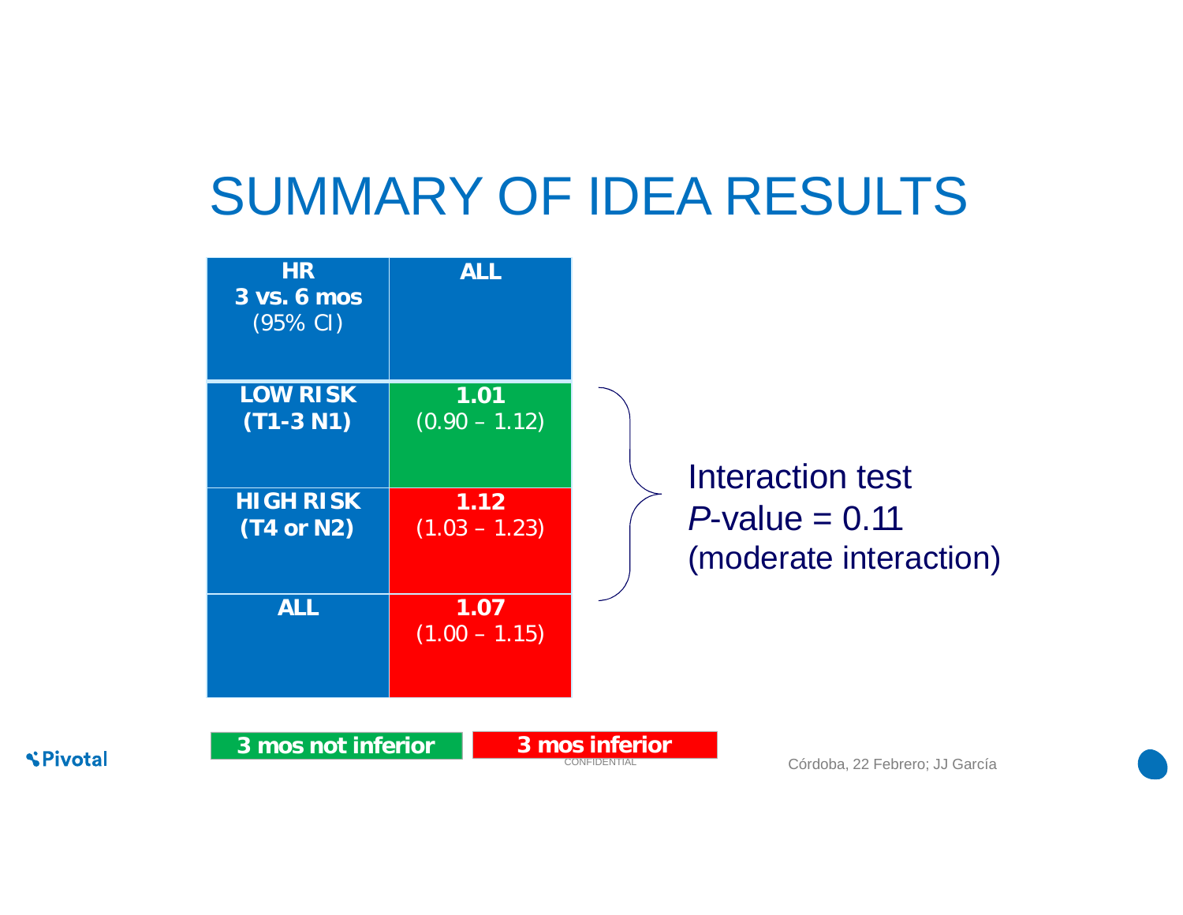# SUMMARY OF IDEA RESULTS

| HR 3 vs. 6 mos (95% CI) | ALL |
|---|---|
| LOW RISK (T1-3 N1) | 1.01 (0.90 – 1.12) |
| HIGH RISK (T4 or N2) | 1.12 (1.03 – 1.23) |
| ALL | 1.07 (1.00 – 1.15) |

Interaction test
*P*-value = 0.11
(moderate interaction)

3 mos not inferior | 3 mos inferior

CONFIDENTIAL

Córdoba, 22 Febrero; JJ García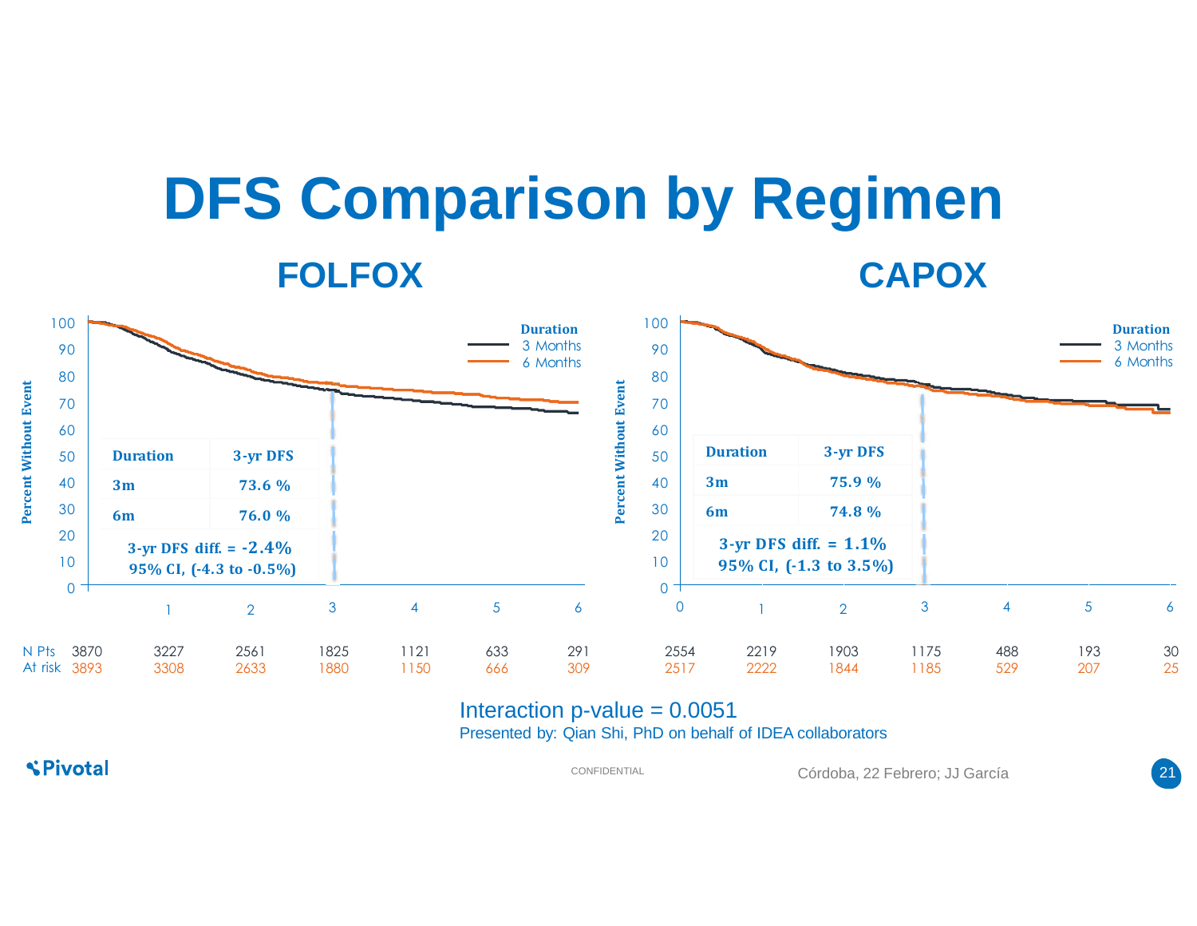# DFS Comparison by Regimen

## FOLFOX

| Duration | 3-yr DFS |
|---|---|
| 3m | 73.6 % |
| 6m | 76.0 % |

3-yr DFS diff. = -2.4%
95% CI, (-4.3 to -0.5%)

| N Pts At risk | 0 | 1 | 2 | 3 | 4 | 5 | 6 |
|---|---|---|---|---|---|---|---|
| 3 Months | 3870 | 3227 | 2561 | 1825 | 1121 | 633 | 291 |
| 6 Months | 3893 | 3308 | 2633 | 1880 | 1150 | 666 | 309 |

## CAPOX

| Duration | 3-yr DFS |
|---|---|
| 3m | 75.9 % |
| 6m | 74.8 % |

3-yr DFS diff. = 1.1%
95% CI, (-1.3 to 3.5%)

| N Pts At risk | 0 | 1 | 2 | 3 | 4 | 5 | 6 |
|---|---|---|---|---|---|---|---|
| 3 Months | 2554 | 2219 | 1903 | 1175 | 488 | 193 | 30 |
| 6 Months | 2517 | 2222 | 1844 | 1185 | 529 | 207 | 25 |

Interaction p-value = 0.0051

Presented by: Qian Shi, PhD on behalf of IDEA collaborators

CONFIDENTIAL

Córdoba, 22 Febrero; JJ García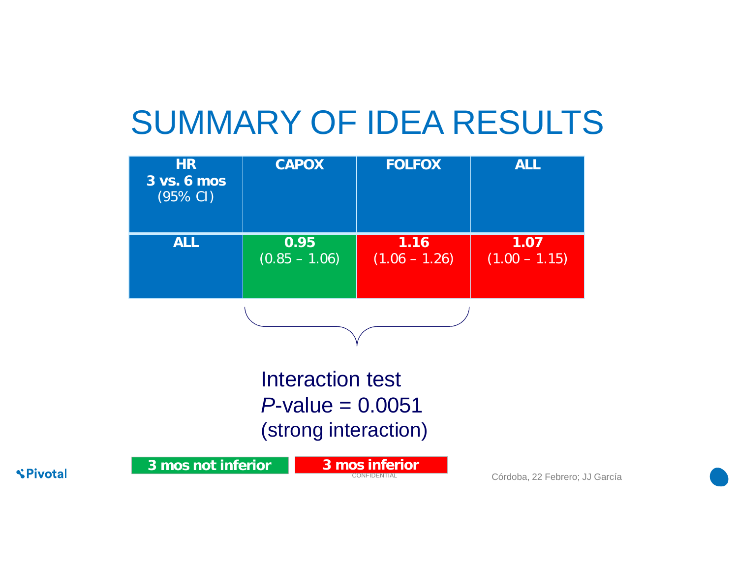# SUMMARY OF IDEA RESULTS

| **HR 3 vs. 6 mos** (95% CI) | **CAPOX** | **FOLFOX** | **ALL** |
|---|---|---|---|
| **ALL** | **0.95** (0.85 – 1.06) | **1.16** (1.06 – 1.26) | **1.07** (1.00 – 1.15) |

Interaction test
*P*-value = 0.0051
(strong interaction)

**3 mos not inferior** **3 mos inferior**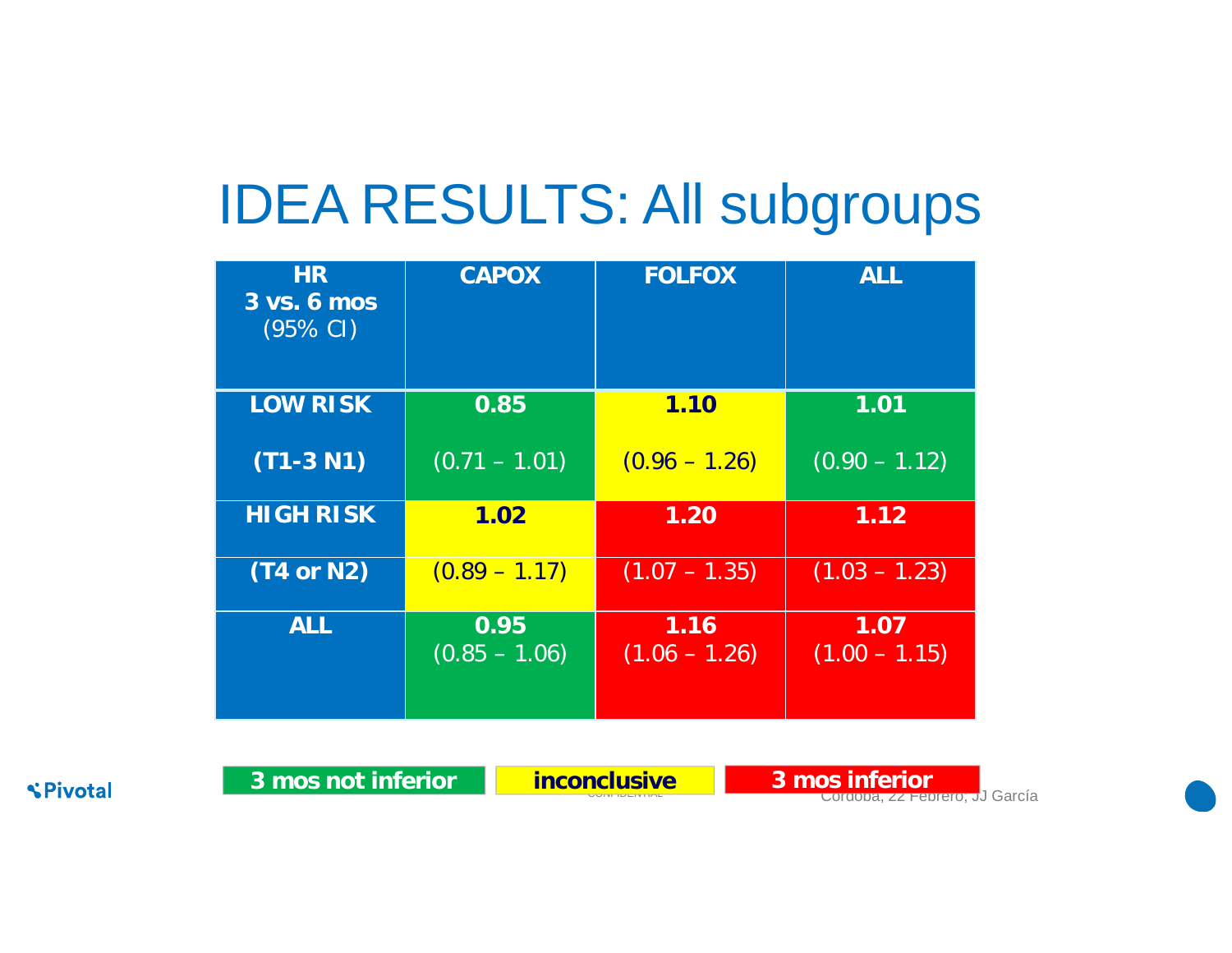# IDEA RESULTS: All subgroups

| HR 3 vs. 6 mos (95% CI) | CAPOX | FOLFOX | ALL |
|---|---|---|---|
| **LOW RISK (T1-3 N1)** | **0.85** (0.71 – 1.01) | **1.10** (0.96 – 1.26) | **1.01** (0.90 – 1.12) |
| **HIGH RISK (T4 or N2)** | **1.02** (0.89 – 1.17) | **1.20** (1.07 – 1.35) | **1.12** (1.03 – 1.23) |
| **ALL** | **0.95** (0.85 – 1.06) | **1.16** (1.06 – 1.26) | **1.07** (1.00 – 1.15) |

**3 mos not inferior** | **inconclusive** | **3 mos inferior**

Córdoba, 22 Febrero, JJ García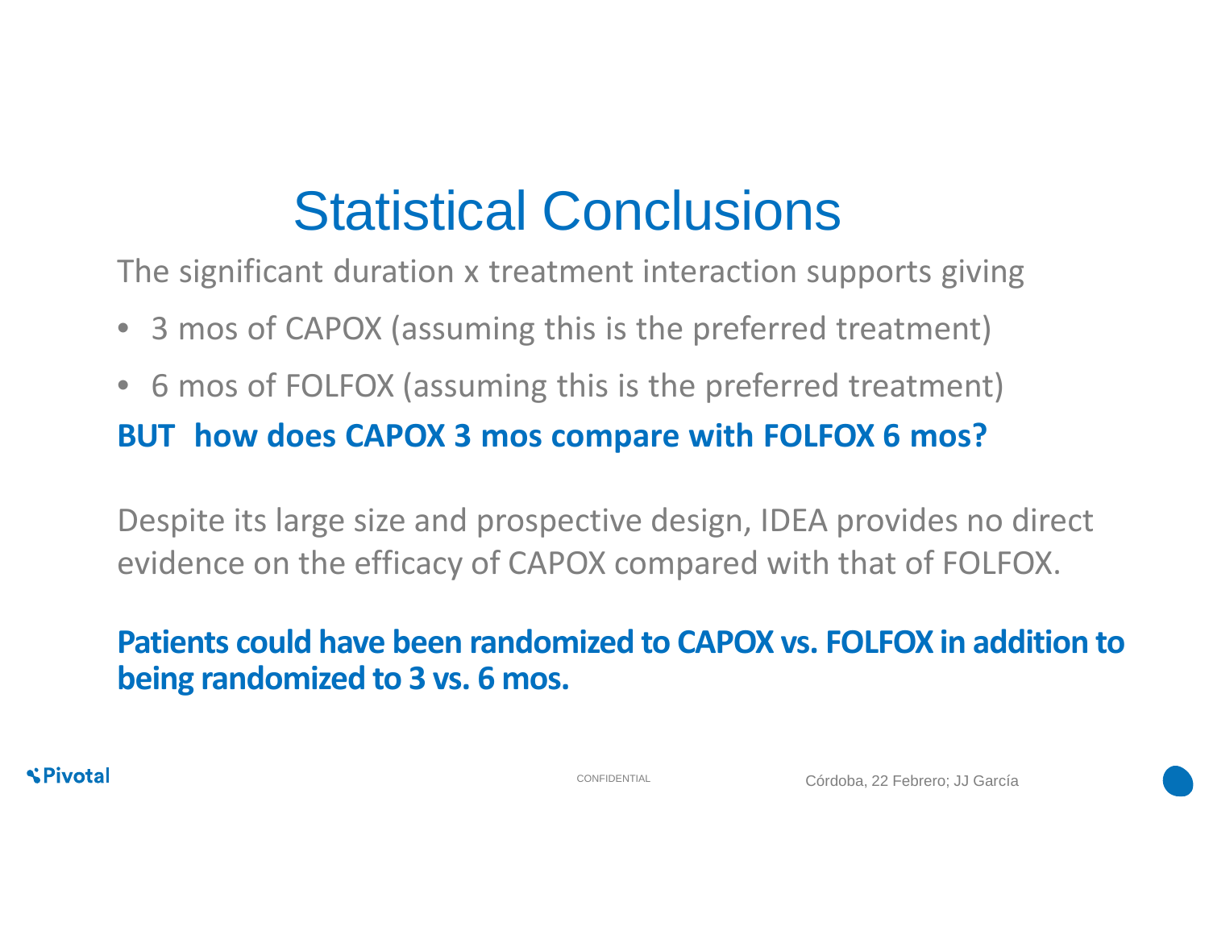# Statistical Conclusions

The significant duration x treatment interaction supports giving

- 3 mos of CAPOX (assuming this is the preferred treatment)
- 6 mos of FOLFOX (assuming this is the preferred treatment)

**BUT how does CAPOX 3 mos compare with FOLFOX 6 mos?**

Despite its large size and prospective design, IDEA provides no direct evidence on the efficacy of CAPOX compared with that of FOLFOX.

**Patients could have been randomized to CAPOX vs. FOLFOX in addition to being randomized to 3 vs. 6 mos.**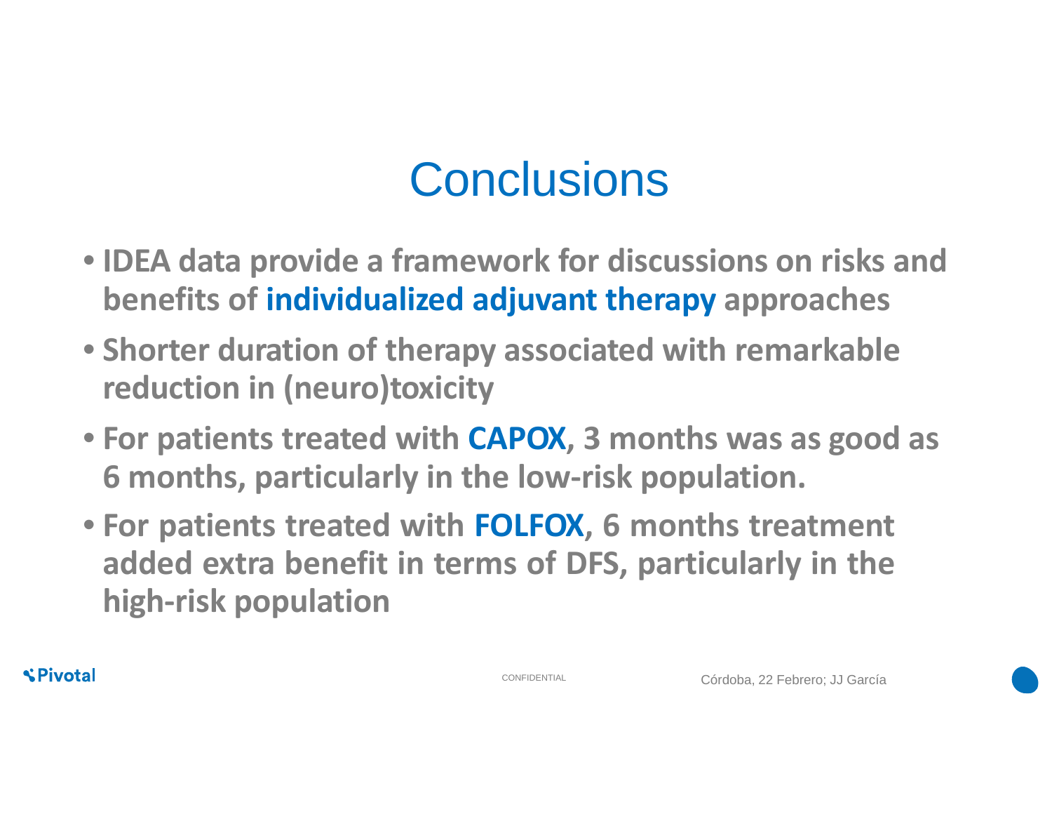# Conclusions

- **IDEA data provide a framework for discussions on risks and benefits of individualized adjuvant therapy approaches**
- **Shorter duration of therapy associated with remarkable reduction in (neuro)toxicity**
- **For patients treated with CAPOX, 3 months was as good as 6 months, particularly in the low-risk population.**
- **For patients treated with FOLFOX, 6 months treatment added extra benefit in terms of DFS, particularly in the high-risk population**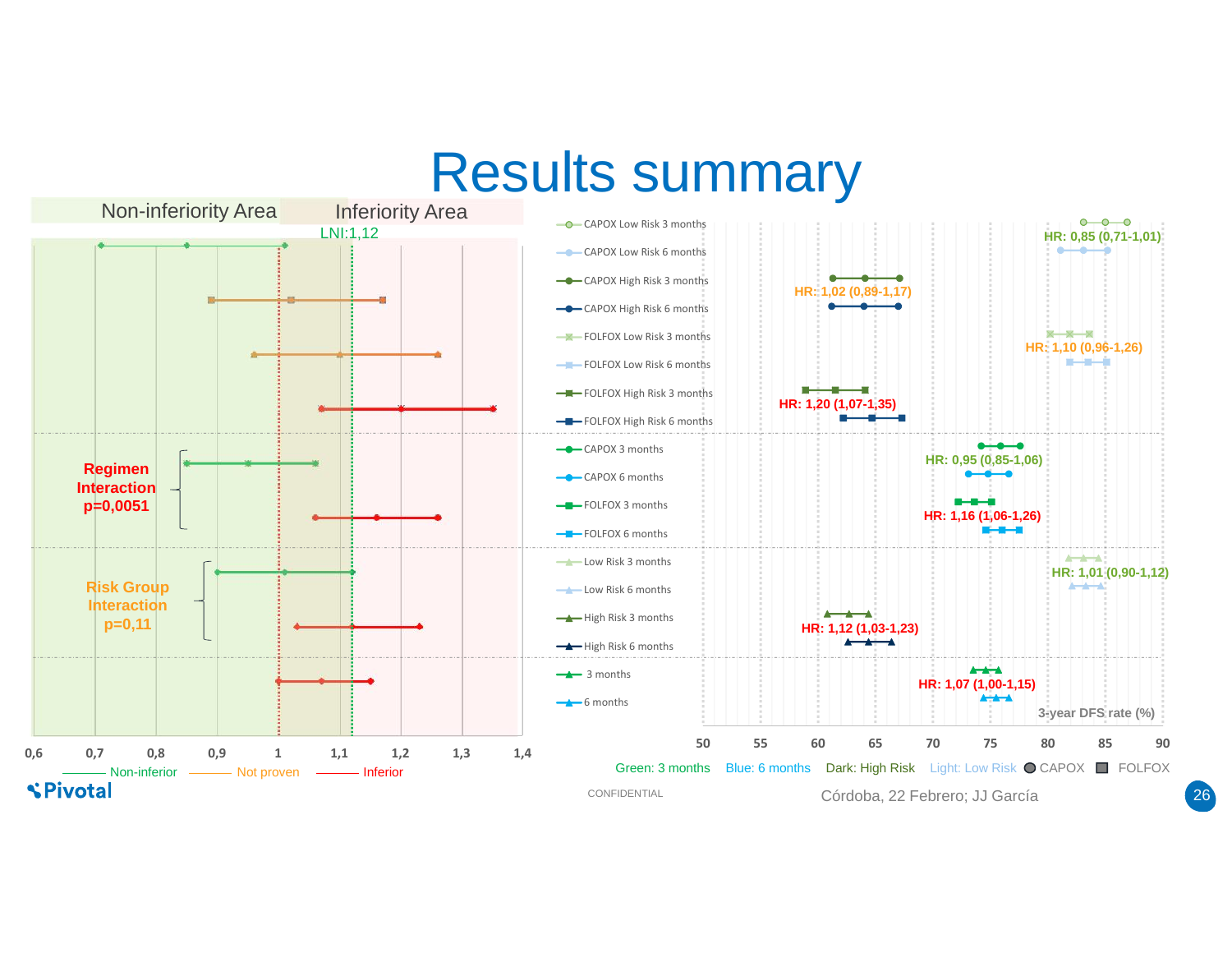# Results summary

Non-inferiority Area | Inferiority Area

LNI:1,12

**Regimen Interaction p=0,0051**

**Risk Group Interaction p=0,11**

0,6 0,7 0,8 0,9 1 1,1 1,2 1,3 1,4

Non-inferior | Not proven | Inferior

- CAPOX Low Risk 3 months
- CAPOX Low Risk 6 months
- CAPOX High Risk 3 months
- CAPOX High Risk 6 months
- FOLFOX Low Risk 3 months
- FOLFOX Low Risk 6 months
- FOLFOX High Risk 3 months
- FOLFOX High Risk 6 months
- CAPOX 3 months
- CAPOX 6 months
- FOLFOX 3 months
- FOLFOX 6 months
- Low Risk 3 months
- Low Risk 6 months
- High Risk 3 months
- High Risk 6 months
- 3 months
- 6 months

HR: 0,85 (0,71-1,01)

HR: 1,02 (0,89-1,17)

HR: 1,10 (0,96-1,26)

HR: 1,20 (1,07-1,35)

HR: 0,95 (0,85-1,06)

HR: 1,16 (1,06-1,26)

HR: 1,01 (0,90-1,12)

HR: 1,12 (1,03-1,23)

HR: 1,07 (1,00-1,15)

3-year DFS rate (%)

50 55 60 65 70 75 80 85 90

Green: 3 months Blue: 6 months Dark: High Risk Light: Low Risk CAPOX FOLFOX

Pivotal

CONFIDENTIAL

Córdoba, 22 Febrero; JJ García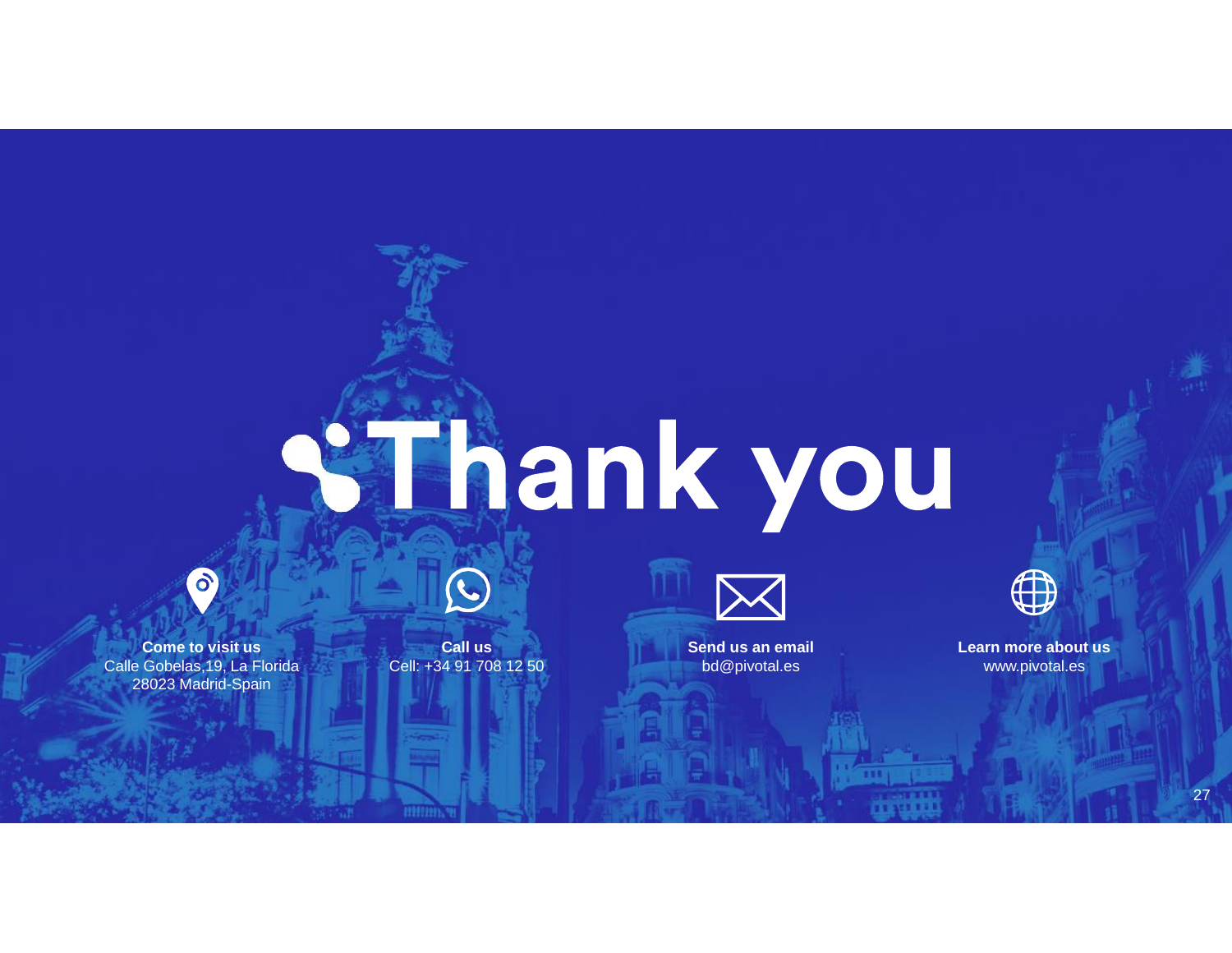# Thank you

**Come to visit us**
Calle Gobelas,19, La Florida
28023 Madrid-Spain

**Call us**
Cell: +34 91 708 12 50

**Send us an email**
bd@pivotal.es

**Learn more about us**
www.pivotal.es